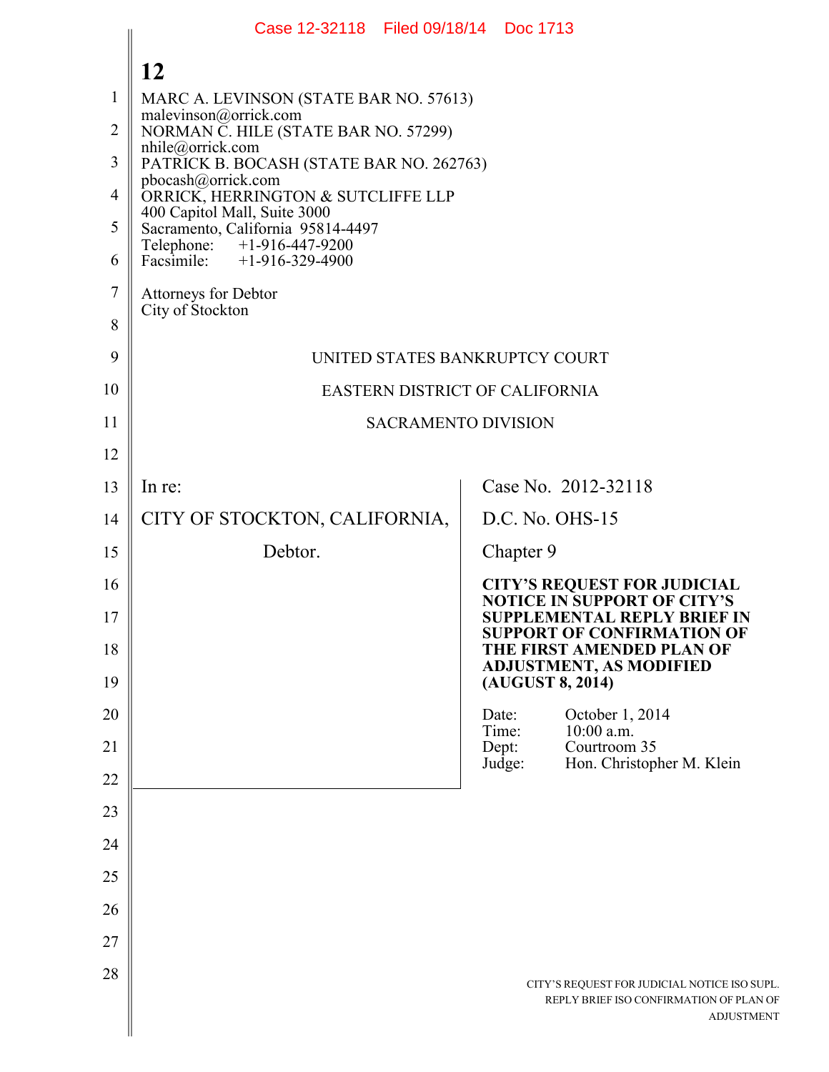MARC A. LEVINSON (STATE BAR NO. 57613)
malevinson@orrick.com
NORMAN C. HILE (STATE BAR NO. 57299)
nhile@orrick.com
PATRICK B. BOCASH (STATE BAR NO. 262763)
pbocash@orrick.com
ORRICK, HERRINGTON & SUTCLIFFE LLP
400 Capitol Mall, Suite 3000
Sacramento, California 95814-4497
Telephone: +1-916-447-9200
Facsimile: +1-916-329-4900

Attorneys for Debtor
City of Stockton

UNITED STATES BANKRUPTCY COURT

EASTERN DISTRICT OF CALIFORNIA

SACRAMENTO DIVISION

| | |
|---|---|
| In re:<br><br>CITY OF STOCKTON, CALIFORNIA,<br><br>Debtor. | Case No. 2012-32118<br><br>D.C. No. OHS-15<br><br>Chapter 9<br><br>**CITY'S REQUEST FOR JUDICIAL NOTICE IN SUPPORT OF CITY'S SUPPLEMENTAL REPLY BRIEF IN SUPPORT OF CONFIRMATION OF THE FIRST AMENDED PLAN OF ADJUSTMENT, AS MODIFIED (AUGUST 8, 2014)**<br><br>Date: October 1, 2014<br>Time: 10:00 a.m.<br>Dept: Courtroom 35<br>Judge: Hon. Christopher M. Klein |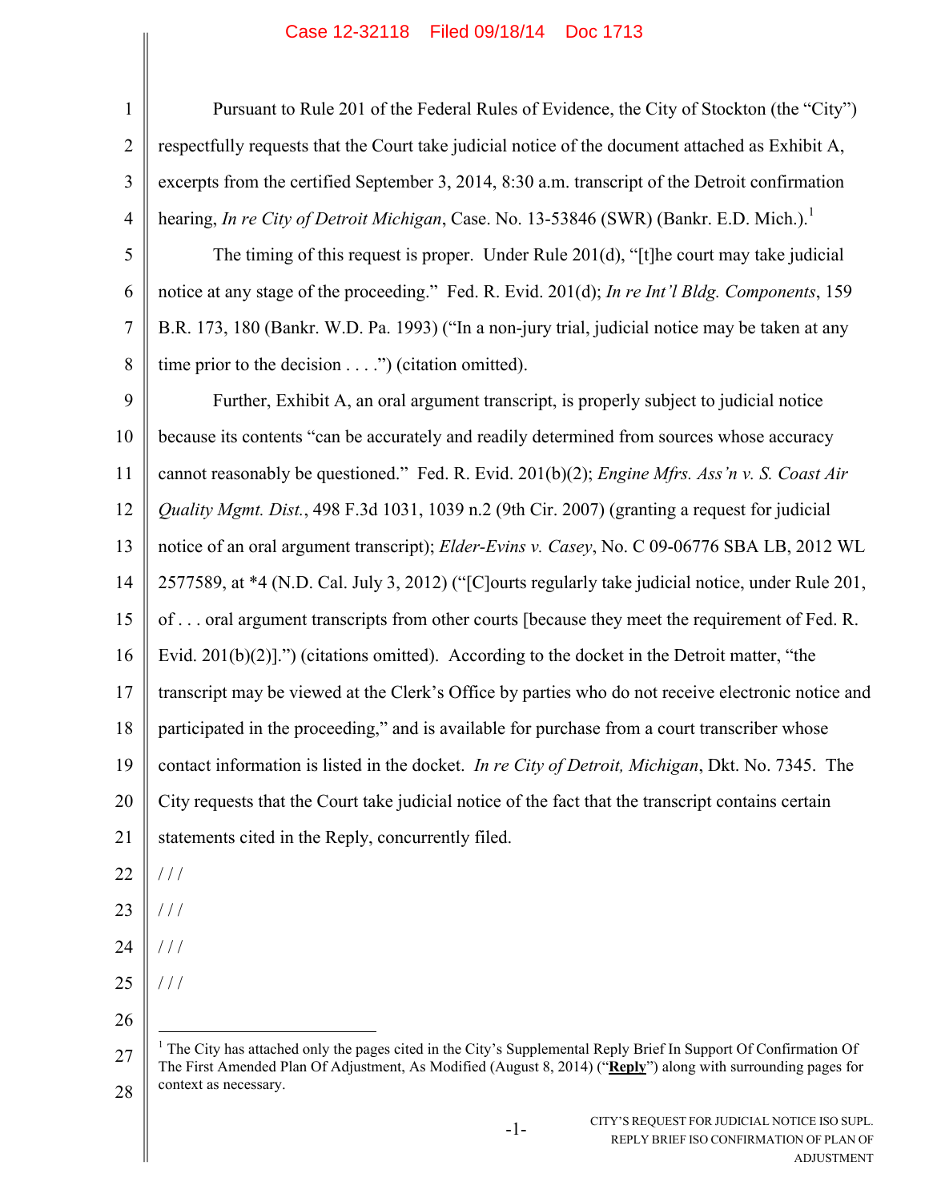Pursuant to Rule 201 of the Federal Rules of Evidence, the City of Stockton (the "City") respectfully requests that the Court take judicial notice of the document attached as Exhibit A, excerpts from the certified September 3, 2014, 8:30 a.m. transcript of the Detroit confirmation hearing, *In re City of Detroit Michigan*, Case. No. 13-53846 (SWR) (Bankr. E.D. Mich.).[1]

The timing of this request is proper. Under Rule 201(d), "[t]he court may take judicial notice at any stage of the proceeding." Fed. R. Evid. 201(d); *In re Int'l Bldg. Components*, 159 B.R. 173, 180 (Bankr. W.D. Pa. 1993) ("In a non-jury trial, judicial notice may be taken at any time prior to the decision . . . .") (citation omitted).

Further, Exhibit A, an oral argument transcript, is properly subject to judicial notice because its contents "can be accurately and readily determined from sources whose accuracy cannot reasonably be questioned." Fed. R. Evid. 201(b)(2); *Engine Mfrs. Ass'n v. S. Coast Air Quality Mgmt. Dist.*, 498 F.3d 1031, 1039 n.2 (9th Cir. 2007) (granting a request for judicial notice of an oral argument transcript); *Elder-Evins v. Casey*, No. C 09-06776 SBA LB, 2012 WL 2577589, at *4 (N.D. Cal. July 3, 2012) ("[C]ourts regularly take judicial notice, under Rule 201, of . . . oral argument transcripts from other courts [because they meet the requirement of Fed. R. Evid. 201(b)(2)].") (citations omitted). According to the docket in the Detroit matter, "the transcript may be viewed at the Clerk's Office by parties who do not receive electronic notice and participated in the proceeding," and is available for purchase from a court transcriber whose contact information is listed in the docket. *In re City of Detroit, Michigan*, Dkt. No. 7345. The City requests that the Court take judicial notice of the fact that the transcript contains certain statements cited in the Reply, concurrently filed.

/ / /

/ / /

/ / /

/ / /

---

[1] The City has attached only the pages cited in the City's Supplemental Reply Brief In Support Of Confirmation Of The First Amended Plan Of Adjustment, As Modified (August 8, 2014) ("**Reply**") along with surrounding pages for context as necessary.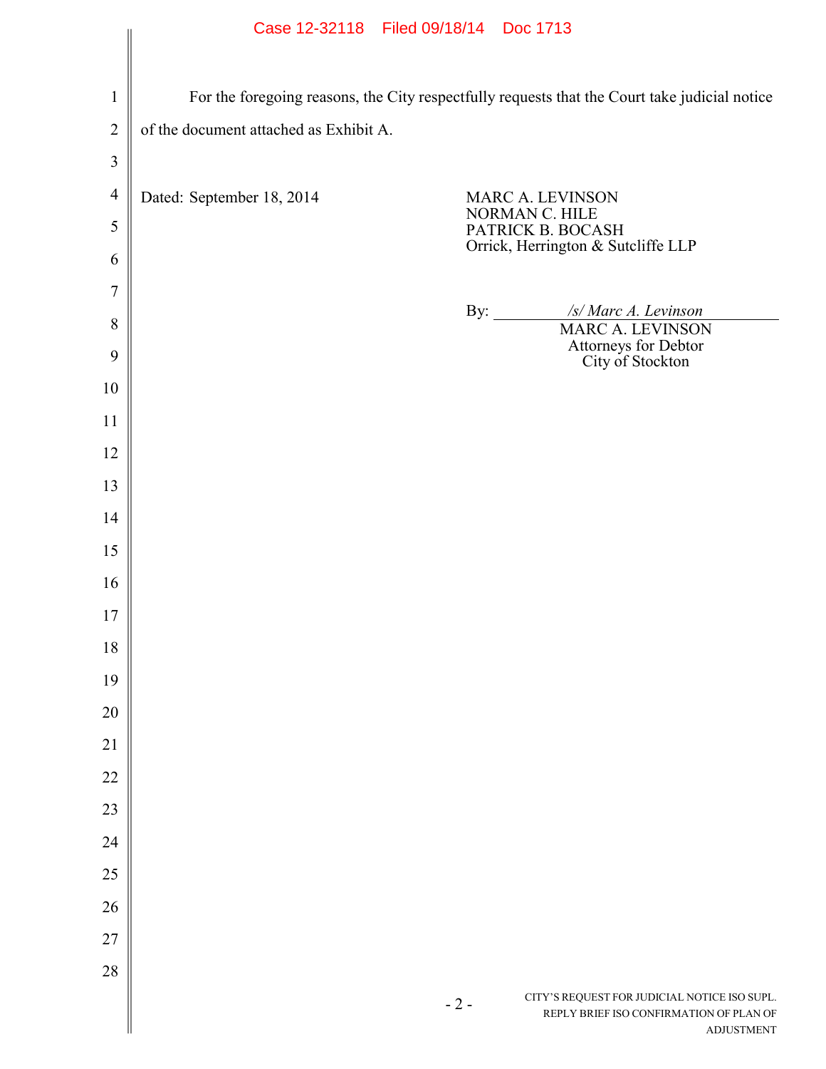For the foregoing reasons, the City respectfully requests that the Court take judicial notice of the document attached as Exhibit A.

Dated: September 18, 2014

MARC A. LEVINSON
NORMAN C. HILE
PATRICK B. BOCASH
Orrick, Herrington & Sutcliffe LLP

By: */s/ Marc A. Levinson*
MARC A. LEVINSON
Attorneys for Debtor
City of Stockton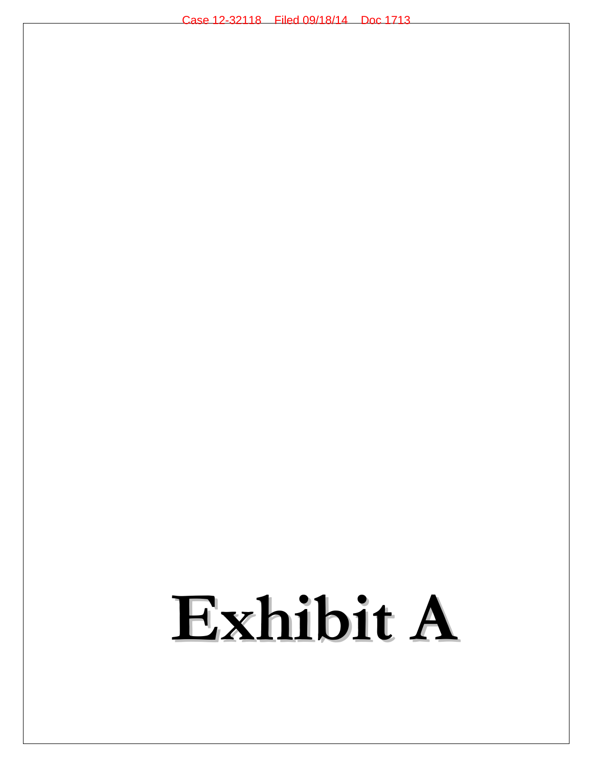# Exhibit A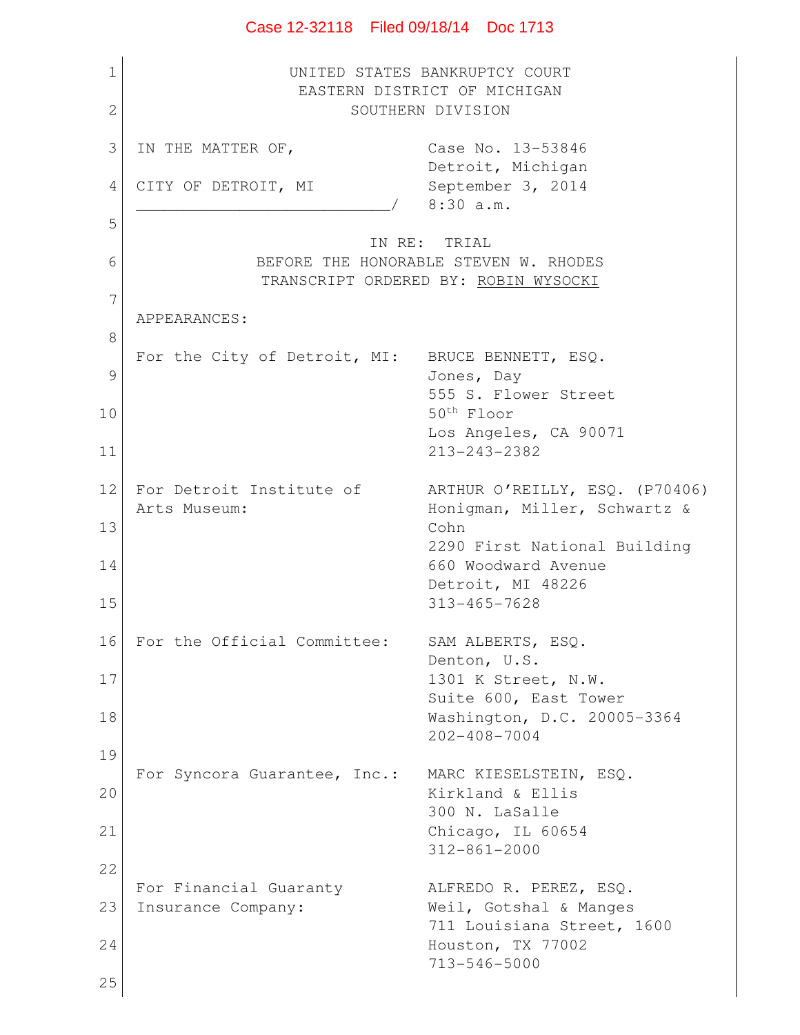Case 12-32118 Filed 09/18/14 Doc 1713

UNITED STATES BANKRUPTCY COURT
EASTERN DISTRICT OF MICHIGAN
SOUTHERN DIVISION

IN THE MATTER OF,

CITY OF DETROIT, MI
___________________________/

Case No. 13-53846
Detroit, Michigan
September 3, 2014
8:30 a.m.

IN RE: TRIAL
BEFORE THE HONORABLE STEVEN W. RHODES
TRANSCRIPT ORDERED BY: ROBIN WYSOCKI

APPEARANCES:

| | |
|---|---|
| For the City of Detroit, MI: | BRUCE BENNETT, ESQ.<br>Jones, Day<br>555 S. Flower Street<br>50th Floor<br>Los Angeles, CA 90071<br>213-243-2382 |
| For Detroit Institute of Arts Museum: | ARTHUR O'REILLY, ESQ. (P70406)<br>Honigman, Miller, Schwartz & Cohn<br>2290 First National Building<br>660 Woodward Avenue<br>Detroit, MI 48226<br>313-465-7628 |
| For the Official Committee: | SAM ALBERTS, ESQ.<br>Denton, U.S.<br>1301 K Street, N.W.<br>Suite 600, East Tower<br>Washington, D.C. 20005-3364<br>202-408-7004 |
| For Syncora Guarantee, Inc.: | MARC KIESELSTEIN, ESQ.<br>Kirkland & Ellis<br>300 N. LaSalle<br>Chicago, IL 60654<br>312-861-2000 |
| For Financial Guaranty Insurance Company: | ALFREDO R. PEREZ, ESQ.<br>Weil, Gotshal & Manges<br>711 Louisiana Street, 1600<br>Houston, TX 77002<br>713-546-5000 |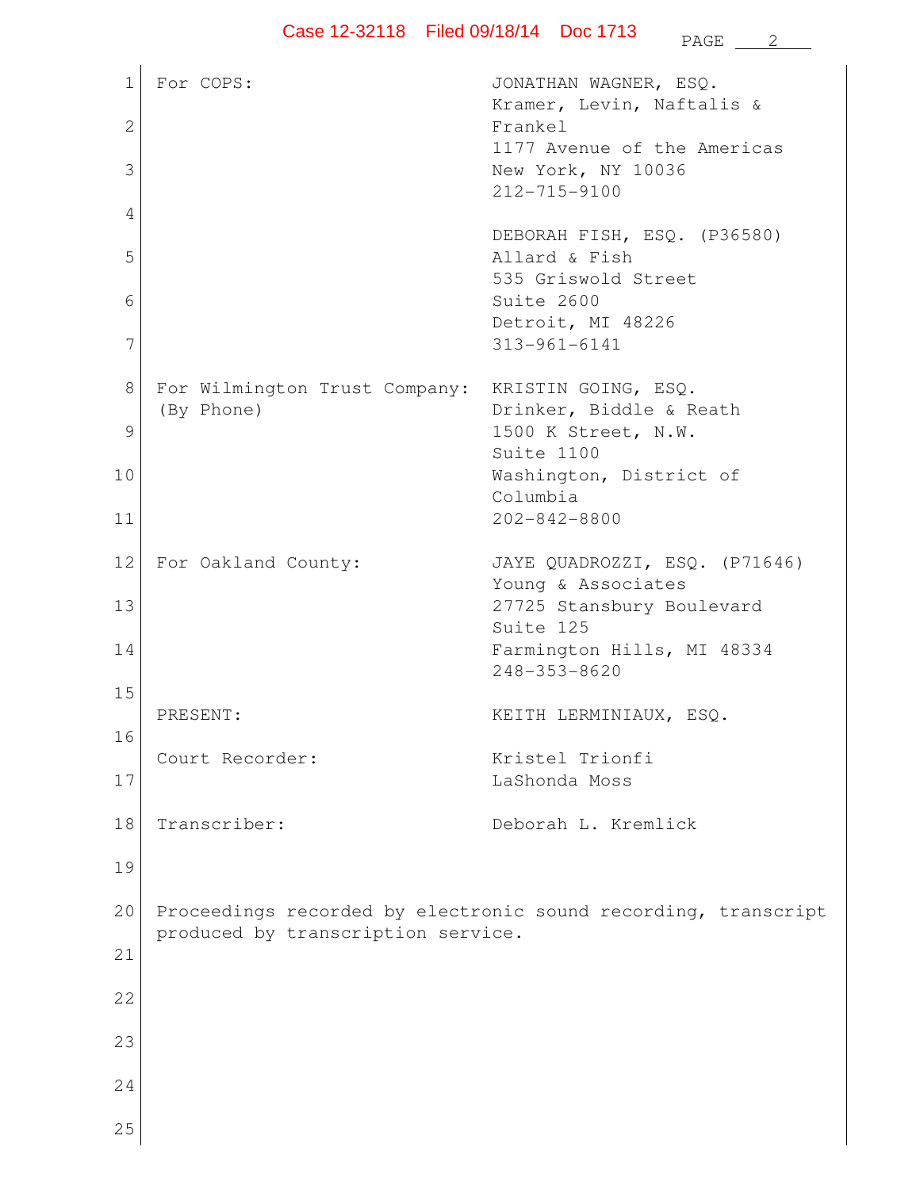| | |
|---|---|
| For COPS: | JONATHAN WAGNER, ESQ.<br>Kramer, Levin, Naftalis & Frankel<br>1177 Avenue of the Americas<br>New York, NY 10036<br>212-715-9100 |
| | DEBORAH FISH, ESQ. (P36580)<br>Allard & Fish<br>535 Griswold Street<br>Suite 2600<br>Detroit, MI 48226<br>313-961-6141 |
| For Wilmington Trust Company:<br>(By Phone) | KRISTIN GOING, ESQ.<br>Drinker, Biddle & Reath<br>1500 K Street, N.W.<br>Suite 1100<br>Washington, District of Columbia<br>202-842-8800 |
| For Oakland County: | JAYE QUADROZZI, ESQ. (P71646)<br>Young & Associates<br>27725 Stansbury Boulevard<br>Suite 125<br>Farmington Hills, MI 48334<br>248-353-8620 |
| PRESENT: | KEITH LERMINIAUX, ESQ. |
| Court Recorder: | Kristel Trionfi<br>LaShonda Moss |
| Transcriber: | Deborah L. Kremlick |

Proceedings recorded by electronic sound recording, transcript produced by transcription service.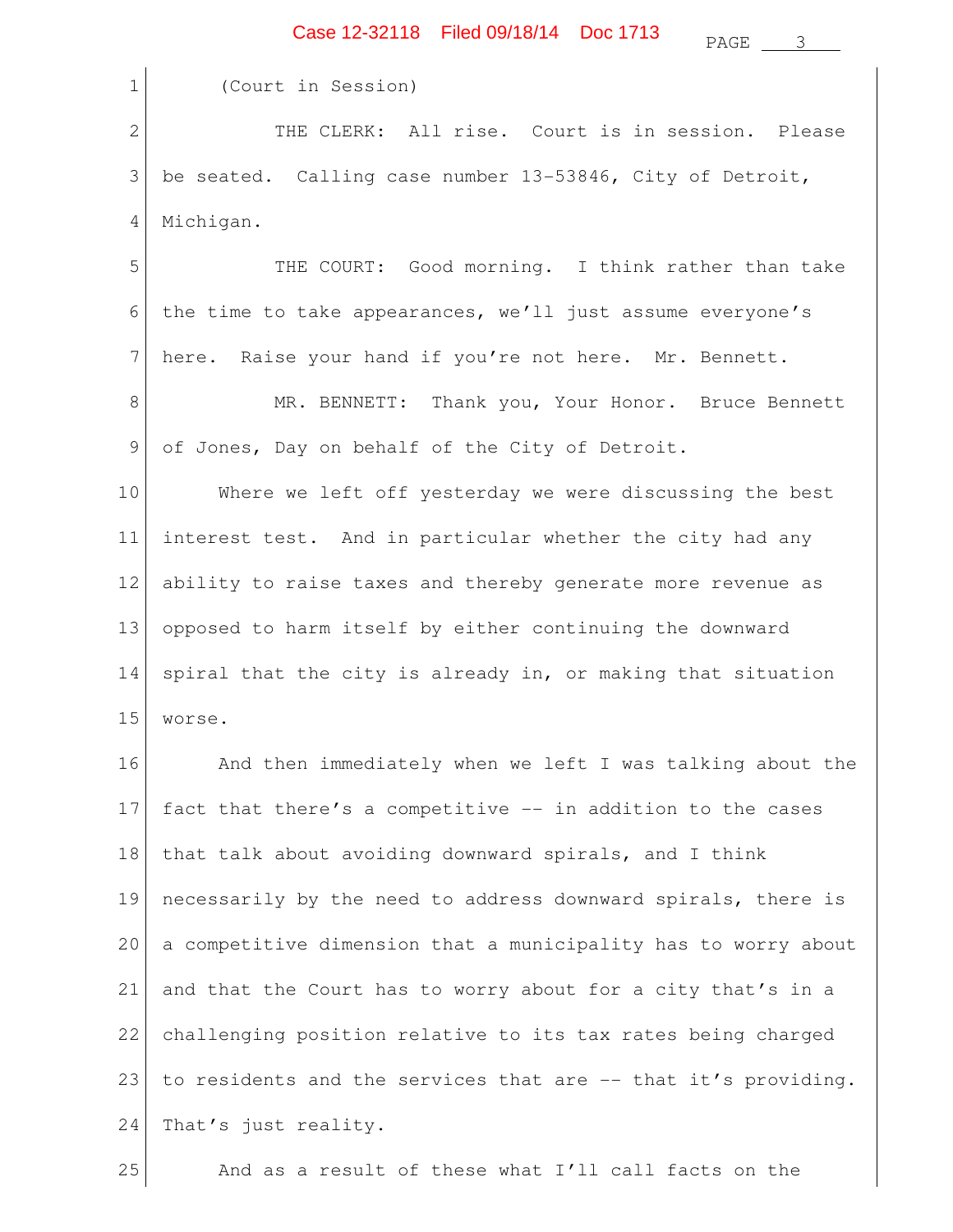(Court in Session)

THE CLERK: All rise. Court is in session. Please be seated. Calling case number 13-53846, City of Detroit, Michigan.

THE COURT: Good morning. I think rather than take the time to take appearances, we'll just assume everyone's here. Raise your hand if you're not here. Mr. Bennett.

MR. BENNETT: Thank you, Your Honor. Bruce Bennett of Jones, Day on behalf of the City of Detroit.

Where we left off yesterday we were discussing the best interest test. And in particular whether the city had any ability to raise taxes and thereby generate more revenue as opposed to harm itself by either continuing the downward spiral that the city is already in, or making that situation worse.

And then immediately when we left I was talking about the fact that there's a competitive -- in addition to the cases that talk about avoiding downward spirals, and I think necessarily by the need to address downward spirals, there is a competitive dimension that a municipality has to worry about and that the Court has to worry about for a city that's in a challenging position relative to its tax rates being charged to residents and the services that are -- that it's providing. That's just reality.

And as a result of these what I'll call facts on the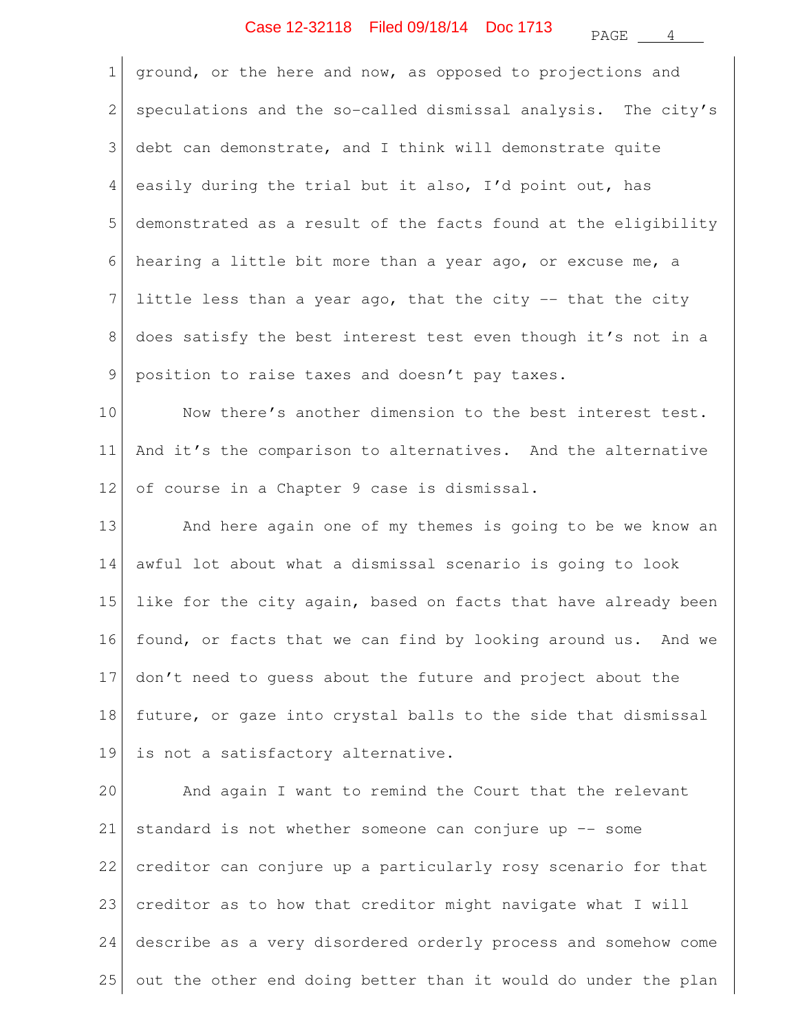ground, or the here and now, as opposed to projections and speculations and the so-called dismissal analysis. The city's debt can demonstrate, and I think will demonstrate quite easily during the trial but it also, I'd point out, has demonstrated as a result of the facts found at the eligibility hearing a little bit more than a year ago, or excuse me, a little less than a year ago, that the city -- that the city does satisfy the best interest test even though it's not in a position to raise taxes and doesn't pay taxes.

Now there's another dimension to the best interest test. And it's the comparison to alternatives. And the alternative of course in a Chapter 9 case is dismissal.

And here again one of my themes is going to be we know an awful lot about what a dismissal scenario is going to look like for the city again, based on facts that have already been found, or facts that we can find by looking around us. And we don't need to guess about the future and project about the future, or gaze into crystal balls to the side that dismissal is not a satisfactory alternative.

And again I want to remind the Court that the relevant standard is not whether someone can conjure up -- some creditor can conjure up a particularly rosy scenario for that creditor as to how that creditor might navigate what I will describe as a very disordered orderly process and somehow come out the other end doing better than it would do under the plan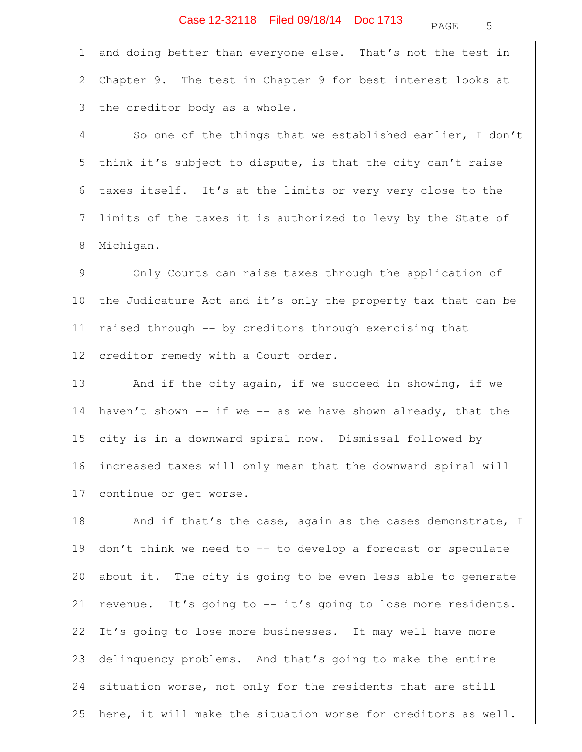and doing better than everyone else. That's not the test in Chapter 9. The test in Chapter 9 for best interest looks at the creditor body as a whole.

So one of the things that we established earlier, I don't think it's subject to dispute, is that the city can't raise taxes itself. It's at the limits or very very close to the limits of the taxes it is authorized to levy by the State of Michigan.

Only Courts can raise taxes through the application of the Judicature Act and it's only the property tax that can be raised through -- by creditors through exercising that creditor remedy with a Court order.

And if the city again, if we succeed in showing, if we haven't shown -- if we -- as we have shown already, that the city is in a downward spiral now. Dismissal followed by increased taxes will only mean that the downward spiral will continue or get worse.

And if that's the case, again as the cases demonstrate, I don't think we need to -- to develop a forecast or speculate about it. The city is going to be even less able to generate revenue. It's going to -- it's going to lose more residents. It's going to lose more businesses. It may well have more delinquency problems. And that's going to make the entire situation worse, not only for the residents that are still here, it will make the situation worse for creditors as well.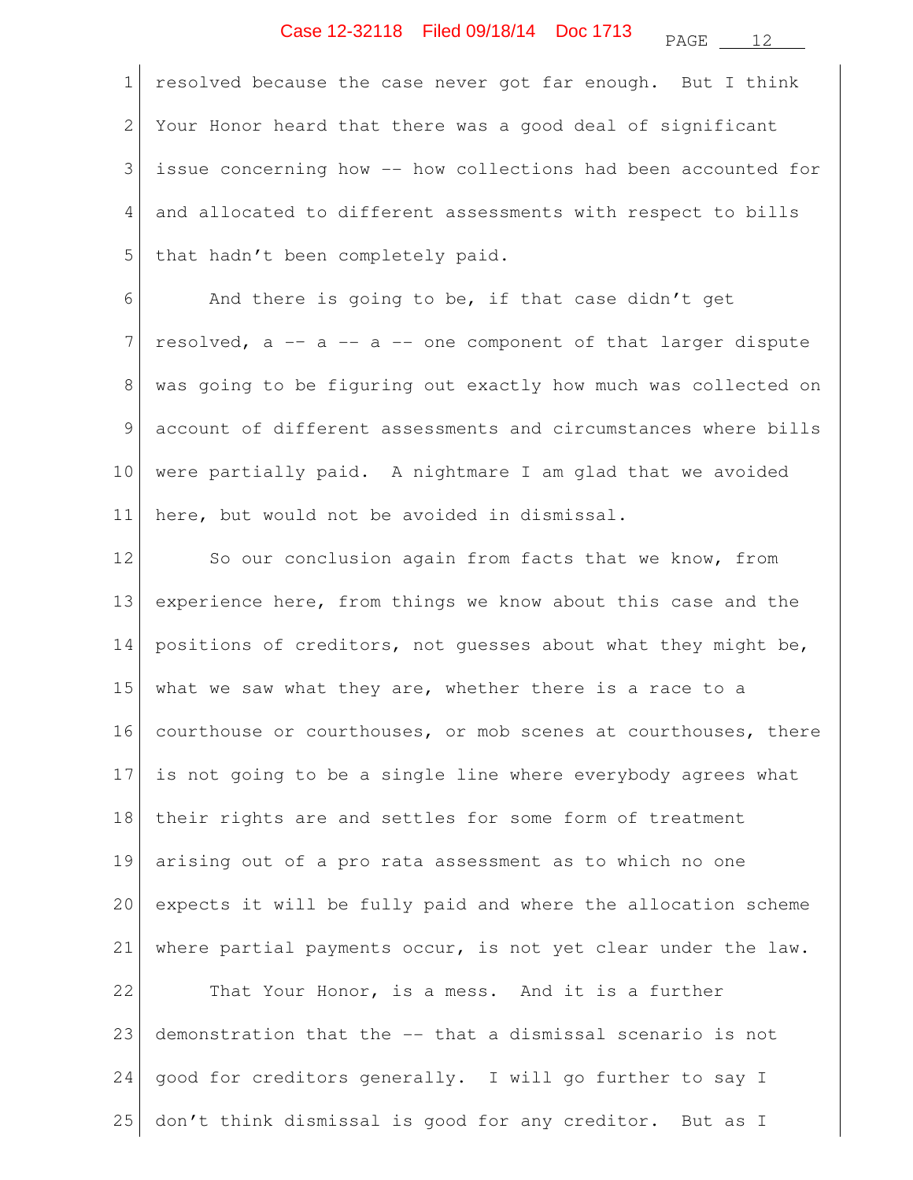resolved because the case never got far enough. But I think Your Honor heard that there was a good deal of significant issue concerning how -- how collections had been accounted for and allocated to different assessments with respect to bills that hadn't been completely paid.

And there is going to be, if that case didn't get resolved, a -- a -- a -- one component of that larger dispute was going to be figuring out exactly how much was collected on account of different assessments and circumstances where bills were partially paid. A nightmare I am glad that we avoided here, but would not be avoided in dismissal.

So our conclusion again from facts that we know, from experience here, from things we know about this case and the positions of creditors, not guesses about what they might be, what we saw what they are, whether there is a race to a courthouse or courthouses, or mob scenes at courthouses, there is not going to be a single line where everybody agrees what their rights are and settles for some form of treatment arising out of a pro rata assessment as to which no one expects it will be fully paid and where the allocation scheme where partial payments occur, is not yet clear under the law.

That Your Honor, is a mess. And it is a further demonstration that the -- that a dismissal scenario is not good for creditors generally. I will go further to say I don't think dismissal is good for any creditor. But as I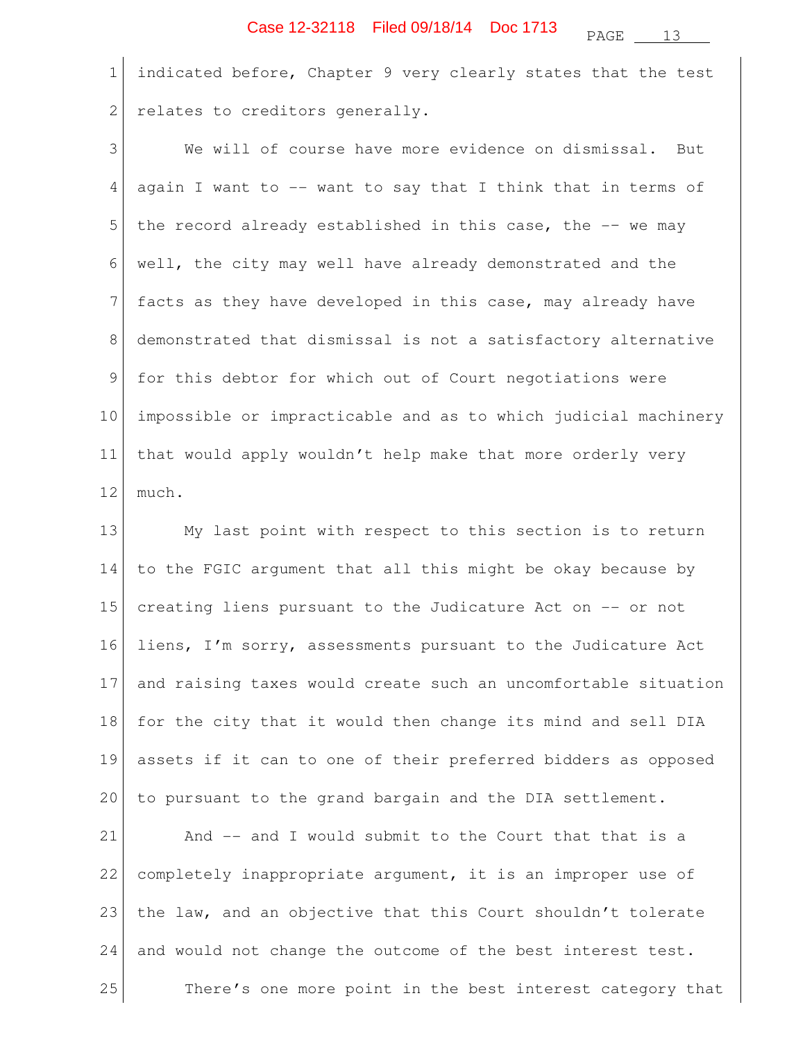indicated before, Chapter 9 very clearly states that the test relates to creditors generally.

We will of course have more evidence on dismissal. But again I want to -- want to say that I think that in terms of the record already established in this case, the -- we may well, the city may well have already demonstrated and the facts as they have developed in this case, may already have demonstrated that dismissal is not a satisfactory alternative for this debtor for which out of Court negotiations were impossible or impracticable and as to which judicial machinery that would apply wouldn't help make that more orderly very much.

My last point with respect to this section is to return to the FGIC argument that all this might be okay because by creating liens pursuant to the Judicature Act on -- or not liens, I'm sorry, assessments pursuant to the Judicature Act and raising taxes would create such an uncomfortable situation for the city that it would then change its mind and sell DIA assets if it can to one of their preferred bidders as opposed to pursuant to the grand bargain and the DIA settlement.

And -- and I would submit to the Court that that is a completely inappropriate argument, it is an improper use of the law, and an objective that this Court shouldn't tolerate and would not change the outcome of the best interest test.

There's one more point in the best interest category that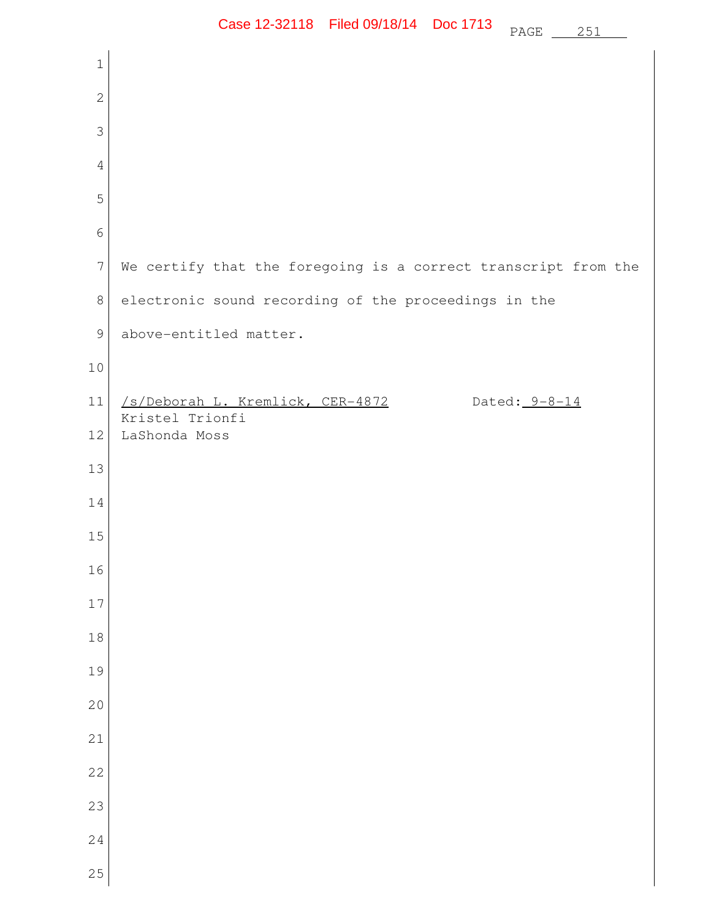We certify that the foregoing is a correct transcript from the electronic sound recording of the proceedings in the above-entitled matter.

/s/Deborah L. Kremlick, CER-4872          Dated: 9-8-14
Kristel Trionfi
LaShonda Moss